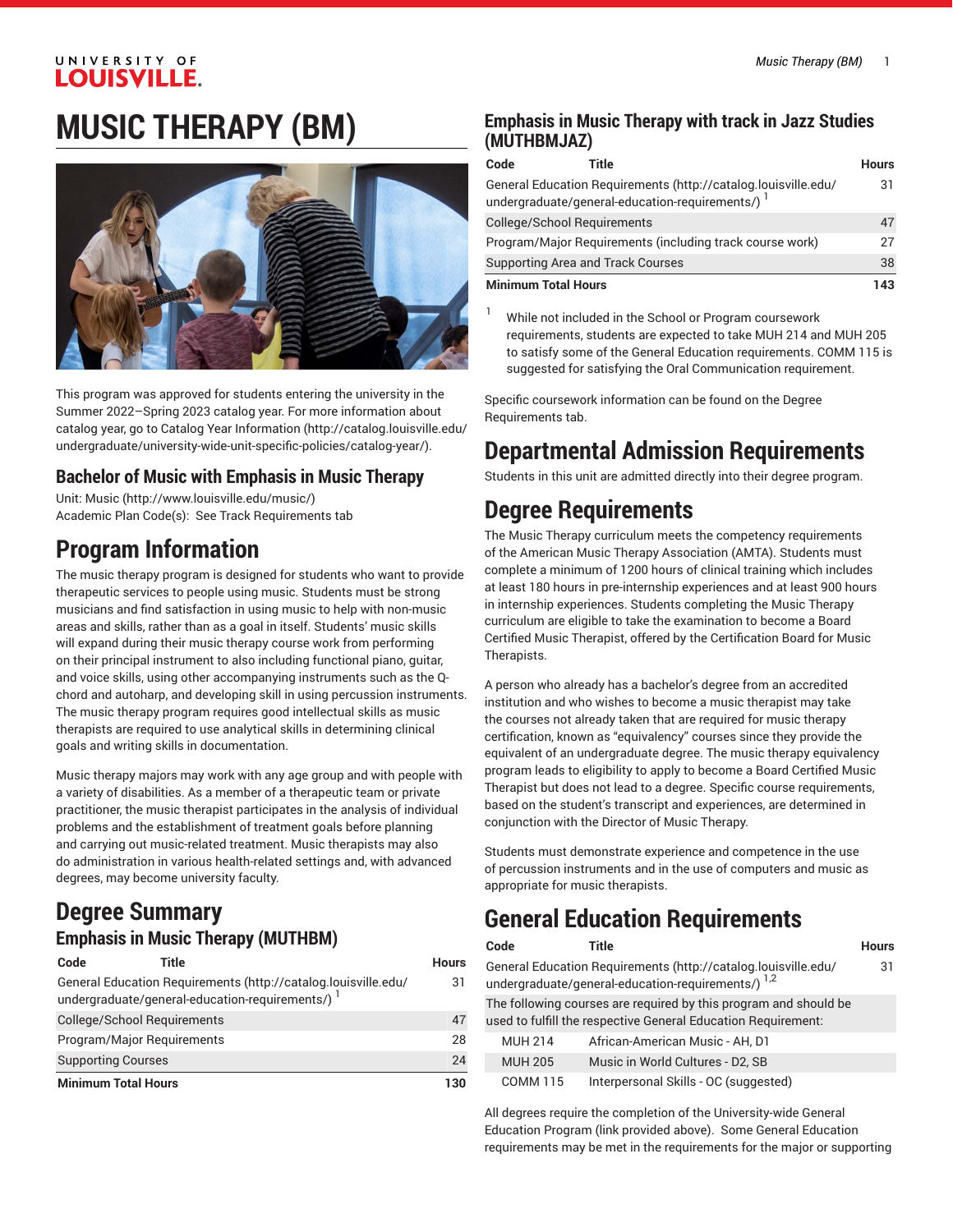# MUSIC THERAPY (BM)

This program was approved for students entering the university in the Summer 2022–Spring 2023 catalog year. For more information about catalog year, go to Catalog Year Information (http://catalog.louisville.edu/undergraduate/university-wide-unit-specific-policies/catalog-year/).

## Bachelor of Music with Emphasis in Music Therapy

Unit: Music (http://www.louisville.edu/music/)
Academic Plan Code(s): See Track Requirements tab

# Program Information

The music therapy program is designed for students who want to provide therapeutic services to people using music. Students must be strong musicians and find satisfaction in using music to help with non-music areas and skills, rather than as a goal in itself. Students' music skills will expand during their music therapy course work from performing on their principal instrument to also including functional piano, guitar, and voice skills, using other accompanying instruments such as the Q-chord and autoharp, and developing skill in using percussion instruments. The music therapy program requires good intellectual skills as music therapists are required to use analytical skills in determining clinical goals and writing skills in documentation.

Music therapy majors may work with any age group and with people with a variety of disabilities. As a member of a therapeutic team or private practitioner, the music therapist participates in the analysis of individual problems and the establishment of treatment goals before planning and carrying out music-related treatment. Music therapists may also do administration in various health-related settings and, with advanced degrees, may become university faculty.

# Degree Summary

## Emphasis in Music Therapy (MUTHBM)

| Code | Title | Hours |
|---|---|---|
| General Education Requirements (http://catalog.louisville.edu/undergraduate/general-education-requirements/) [1] | | 31 |
| College/School Requirements | | 47 |
| Program/Major Requirements | | 28 |
| Supporting Courses | | 24 |
| **Minimum Total Hours** | | **130** |

## Emphasis in Music Therapy with track in Jazz Studies (MUTHBMJAZ)

| Code | Title | Hours |
|---|---|---|
| General Education Requirements (http://catalog.louisville.edu/undergraduate/general-education-requirements/) [1] | | 31 |
| College/School Requirements | | 47 |
| Program/Major Requirements (including track course work) | | 27 |
| Supporting Area and Track Courses | | 38 |
| **Minimum Total Hours** | | **143** |

[1] While not included in the School or Program coursework requirements, students are expected to take MUH 214 and MUH 205 to satisfy some of the General Education requirements. COMM 115 is suggested for satisfying the Oral Communication requirement.

Specific coursework information can be found on the Degree Requirements tab.

# Departmental Admission Requirements

Students in this unit are admitted directly into their degree program.

# Degree Requirements

The Music Therapy curriculum meets the competency requirements of the American Music Therapy Association (AMTA). Students must complete a minimum of 1200 hours of clinical training which includes at least 180 hours in pre-internship experiences and at least 900 hours in internship experiences. Students completing the Music Therapy curriculum are eligible to take the examination to become a Board Certified Music Therapist, offered by the Certification Board for Music Therapists.

A person who already has a bachelor's degree from an accredited institution and who wishes to become a music therapist may take the courses not already taken that are required for music therapy certification, known as "equivalency" courses since they provide the equivalent of an undergraduate degree. The music therapy equivalency program leads to eligibility to apply to become a Board Certified Music Therapist but does not lead to a degree. Specific course requirements, based on the student's transcript and experiences, are determined in conjunction with the Director of Music Therapy.

Students must demonstrate experience and competence in the use of percussion instruments and in the use of computers and music as appropriate for music therapists.

# General Education Requirements

| Code | Title | Hours |
|---|---|---|
| General Education Requirements (http://catalog.louisville.edu/undergraduate/general-education-requirements/) [1,2] | | 31 |
| The following courses are required by this program and should be used to fulfill the respective General Education Requirement: | | |
| MUH 214 | African-American Music - AH, D1 | |
| MUH 205 | Music in World Cultures - D2, SB | |
| COMM 115 | Interpersonal Skills - OC (suggested) | |

All degrees require the completion of the University-wide General Education Program (link provided above). Some General Education requirements may be met in the requirements for the major or supporting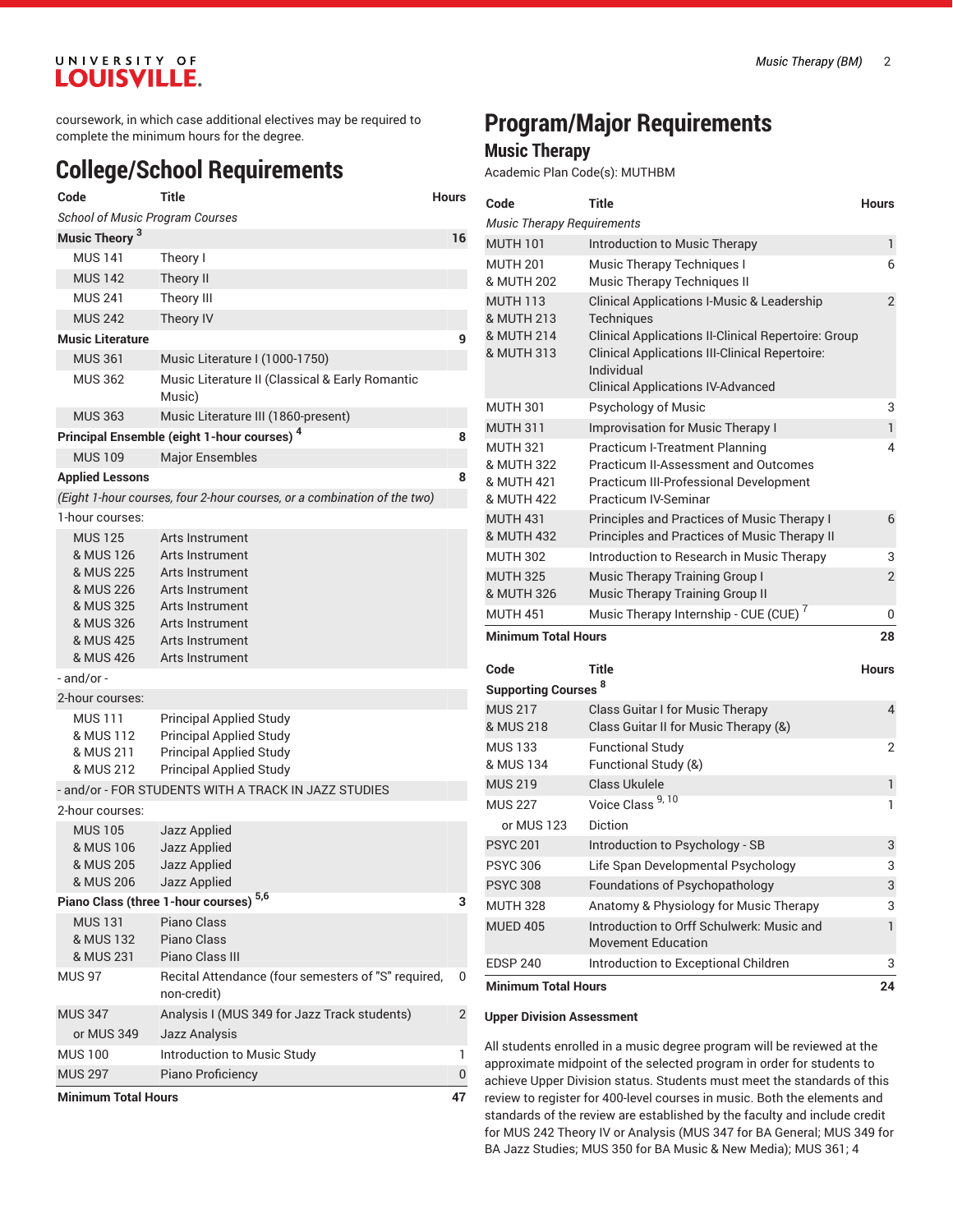coursework, in which case additional electives may be required to complete the minimum hours for the degree.

## College/School Requirements

| Code | Title | Hours |
|---|---|---|
| *School of Music Program Courses* | | |
| **Music Theory** [3] | | **16** |
| MUS 141 | Theory I | |
| MUS 142 | Theory II | |
| MUS 241 | Theory III | |
| MUS 242 | Theory IV | |
| **Music Literature** | | **9** |
| MUS 361 | Music Literature I (1000-1750) | |
| MUS 362 | Music Literature II (Classical & Early Romantic Music) | |
| MUS 363 | Music Literature III (1860-present) | |
| **Principal Ensemble (eight 1-hour courses)** [4] | | **8** |
| MUS 109 | Major Ensembles | |
| **Applied Lessons** | | **8** |
| *(Eight 1-hour courses, four 2-hour courses, or a combination of the two)* | | |
| 1-hour courses: | | |
| MUS 125<br>& MUS 126<br>& MUS 225<br>& MUS 226<br>& MUS 325<br>& MUS 326<br>& MUS 425<br>& MUS 426 | Arts Instrument<br>Arts Instrument<br>Arts Instrument<br>Arts Instrument<br>Arts Instrument<br>Arts Instrument<br>Arts Instrument<br>Arts Instrument | |
| - and/or - | | |
| 2-hour courses: | | |
| MUS 111<br>& MUS 112<br>& MUS 211<br>& MUS 212 | Principal Applied Study<br>Principal Applied Study<br>Principal Applied Study<br>Principal Applied Study | |
| - and/or - FOR STUDENTS WITH A TRACK IN JAZZ STUDIES | | |
| 2-hour courses: | | |
| MUS 105<br>& MUS 106<br>& MUS 205<br>& MUS 206 | Jazz Applied<br>Jazz Applied<br>Jazz Applied<br>Jazz Applied | |
| **Piano Class (three 1-hour courses)** [5,6] | | **3** |
| MUS 131<br>& MUS 132<br>& MUS 231 | Piano Class<br>Piano Class<br>Piano Class III | |
| MUS 97 | Recital Attendance (four semesters of "S" required, non-credit) | 0 |
| MUS 347<br>or MUS 349 | Analysis I (MUS 349 for Jazz Track students)<br>Jazz Analysis | 2 |
| MUS 100 | Introduction to Music Study | 1 |
| MUS 297 | Piano Proficiency | 0 |
| **Minimum Total Hours** | | **47** |

# Program/Major Requirements

## Music Therapy

Academic Plan Code(s): MUTHBM

| Code | Title | Hours |
|---|---|---|
| *Music Therapy Requirements* | | |
| MUTH 101 | Introduction to Music Therapy | 1 |
| MUTH 201<br>& MUTH 202 | Music Therapy Techniques I<br>Music Therapy Techniques II | 6 |
| MUTH 113<br>& MUTH 213<br>& MUTH 214<br>& MUTH 313 | Clinical Applications I-Music & Leadership Techniques<br>Clinical Applications II-Clinical Repertoire: Group<br>Clinical Applications III-Clinical Repertoire: Individual<br>Clinical Applications IV-Advanced | 2 |
| MUTH 301 | Psychology of Music | 3 |
| MUTH 311 | Improvisation for Music Therapy I | 1 |
| MUTH 321<br>& MUTH 322<br>& MUTH 421<br>& MUTH 422 | Practicum I-Treatment Planning<br>Practicum II-Assessment and Outcomes<br>Practicum III-Professional Development<br>Practicum IV-Seminar | 4 |
| MUTH 431<br>& MUTH 432 | Principles and Practices of Music Therapy I<br>Principles and Practices of Music Therapy II | 6 |
| MUTH 302 | Introduction to Research in Music Therapy | 3 |
| MUTH 325<br>& MUTH 326 | Music Therapy Training Group I<br>Music Therapy Training Group II | 2 |
| MUTH 451 | Music Therapy Internship - CUE (CUE) [7] | 0 |
| **Minimum Total Hours** | | **28** |

| Code | Title | Hours |
|---|---|---|
| **Supporting Courses** [8] | | |
| MUS 217<br>& MUS 218 | Class Guitar I for Music Therapy<br>Class Guitar II for Music Therapy (&) | 4 |
| MUS 133<br>& MUS 134 | Functional Study<br>Functional Study (&) | 2 |
| MUS 219 | Class Ukulele | 1 |
| MUS 227<br>or MUS 123 | Voice Class [9, 10]<br>Diction | 1 |
| PSYC 201 | Introduction to Psychology - SB | 3 |
| PSYC 306 | Life Span Developmental Psychology | 3 |
| PSYC 308 | Foundations of Psychopathology | 3 |
| MUTH 328 | Anatomy & Physiology for Music Therapy | 3 |
| MUED 405 | Introduction to Orff Schulwerk: Music and Movement Education | 1 |
| EDSP 240 | Introduction to Exceptional Children | 3 |
| **Minimum Total Hours** | | **24** |

**Upper Division Assessment**

All students enrolled in a music degree program will be reviewed at the approximate midpoint of the selected program in order for students to achieve Upper Division status. Students must meet the standards of this review to register for 400-level courses in music. Both the elements and standards of the review are established by the faculty and include credit for MUS 242 Theory IV or Analysis (MUS 347 for BA General; MUS 349 for BA Jazz Studies; MUS 350 for BA Music & New Media); MUS 361; 4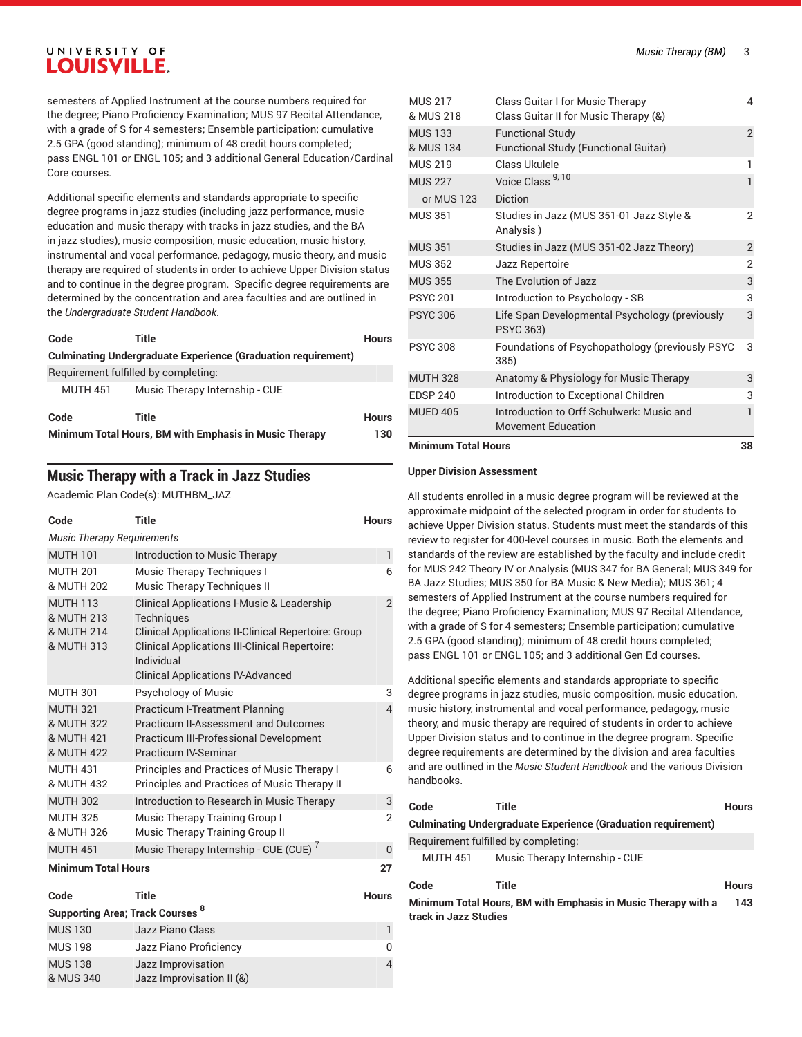semesters of Applied Instrument at the course numbers required for the degree; Piano Proficiency Examination; MUS 97 Recital Attendance, with a grade of S for 4 semesters; Ensemble participation; cumulative 2.5 GPA (good standing); minimum of 48 credit hours completed; pass ENGL 101 or ENGL 105; and 3 additional General Education/Cardinal Core courses.

Additional specific elements and standards appropriate to specific degree programs in jazz studies (including jazz performance, music education and music therapy with tracks in jazz studies, and the BA in jazz studies), music composition, music education, music history, instrumental and vocal performance, pedagogy, music theory, and music therapy are required of students in order to achieve Upper Division status and to continue in the degree program. Specific degree requirements are determined by the concentration and area faculties and are outlined in the *Undergraduate Student Handbook*.

| Code | Title | Hours |
|---|---|---|
| **Culminating Undergraduate Experience (Graduation requirement)** | | |
| Requirement fulfilled by completing: | | |
| MUTH 451 | Music Therapy Internship - CUE | |

| Code | Title | Hours |
|---|---|---|
| **Minimum Total Hours, BM with Emphasis in Music Therapy** | | **130** |

## Music Therapy with a Track in Jazz Studies

Academic Plan Code(s): MUTHBM_JAZ

| Code | Title | Hours |
|---|---|---|
| *Music Therapy Requirements* | | |
| MUTH 101 | Introduction to Music Therapy | 1 |
| MUTH 201<br>& MUTH 202 | Music Therapy Techniques I<br>Music Therapy Techniques II | 6 |
| MUTH 113<br>& MUTH 213<br>& MUTH 214<br>& MUTH 313 | Clinical Applications I-Music & Leadership Techniques<br>Clinical Applications II-Clinical Repertoire: Group<br>Clinical Applications III-Clinical Repertoire: Individual<br>Clinical Applications IV-Advanced | 2 |
| MUTH 301 | Psychology of Music | 3 |
| MUTH 321<br>& MUTH 322<br>& MUTH 421<br>& MUTH 422 | Practicum I-Treatment Planning<br>Practicum II-Assessment and Outcomes<br>Practicum III-Professional Development<br>Practicum IV-Seminar | 4 |
| MUTH 431<br>& MUTH 432 | Principles and Practices of Music Therapy I<br>Principles and Practices of Music Therapy II | 6 |
| MUTH 302 | Introduction to Research in Music Therapy | 3 |
| MUTH 325<br>& MUTH 326 | Music Therapy Training Group I<br>Music Therapy Training Group II | 2 |
| MUTH 451 | Music Therapy Internship - CUE (CUE) [7] | 0 |
| **Minimum Total Hours** | | **27** |

| Code | Title | Hours |
|---|---|---|
| **Supporting Area; Track Courses [8]** | | |
| MUS 130 | Jazz Piano Class | 1 |
| MUS 198 | Jazz Piano Proficiency | 0 |
| MUS 138<br>& MUS 340 | Jazz Improvisation<br>Jazz Improvisation II (&) | 4 |
| MUS 217<br>& MUS 218 | Class Guitar I for Music Therapy<br>Class Guitar II for Music Therapy (&) | 4 |
| MUS 133<br>& MUS 134 | Functional Study<br>Functional Study (Functional Guitar) | 2 |
| MUS 219 | Class Ukulele | 1 |
| MUS 227 | Voice Class [9, 10] | 1 |
| or MUS 123 | Diction | |
| MUS 351 | Studies in Jazz (MUS 351-01 Jazz Style & Analysis ) | 2 |
| MUS 351 | Studies in Jazz (MUS 351-02 Jazz Theory) | 2 |
| MUS 352 | Jazz Repertoire | 2 |
| MUS 355 | The Evolution of Jazz | 3 |
| PSYC 201 | Introduction to Psychology - SB | 3 |
| PSYC 306 | Life Span Developmental Psychology (previously PSYC 363) | 3 |
| PSYC 308 | Foundations of Psychopathology (previously PSYC 385) | 3 |
| MUTH 328 | Anatomy & Physiology for Music Therapy | 3 |
| EDSP 240 | Introduction to Exceptional Children | 3 |
| MUED 405 | Introduction to Orff Schulwerk: Music and Movement Education | 1 |
| **Minimum Total Hours** | | **38** |

**Upper Division Assessment**

All students enrolled in a music degree program will be reviewed at the approximate midpoint of the selected program in order for students to achieve Upper Division status. Students must meet the standards of this review to register for 400-level courses in music. Both the elements and standards of the review are established by the faculty and include credit for MUS 242 Theory IV or Analysis (MUS 347 for BA General; MUS 349 for BA Jazz Studies; MUS 350 for BA Music & New Media); MUS 361; 4 semesters of Applied Instrument at the course numbers required for the degree; Piano Proficiency Examination; MUS 97 Recital Attendance, with a grade of S for 4 semesters; Ensemble participation; cumulative 2.5 GPA (good standing); minimum of 48 credit hours completed; pass ENGL 101 or ENGL 105; and 3 additional Gen Ed courses.

Additional specific elements and standards appropriate to specific degree programs in jazz studies, music composition, music education, music history, instrumental and vocal performance, pedagogy, music theory, and music therapy are required of students in order to achieve Upper Division status and to continue in the degree program. Specific degree requirements are determined by the division and area faculties and are outlined in the *Music Student Handbook* and the various Division handbooks.

| Code | Title | Hours |
|---|---|---|
| **Culminating Undergraduate Experience (Graduation requirement)** | | |
| Requirement fulfilled by completing: | | |
| MUTH 451 | Music Therapy Internship - CUE | |

| Code | Title | Hours |
|---|---|---|
| **Minimum Total Hours, BM with Emphasis in Music Therapy with a track in Jazz Studies** | | **143** |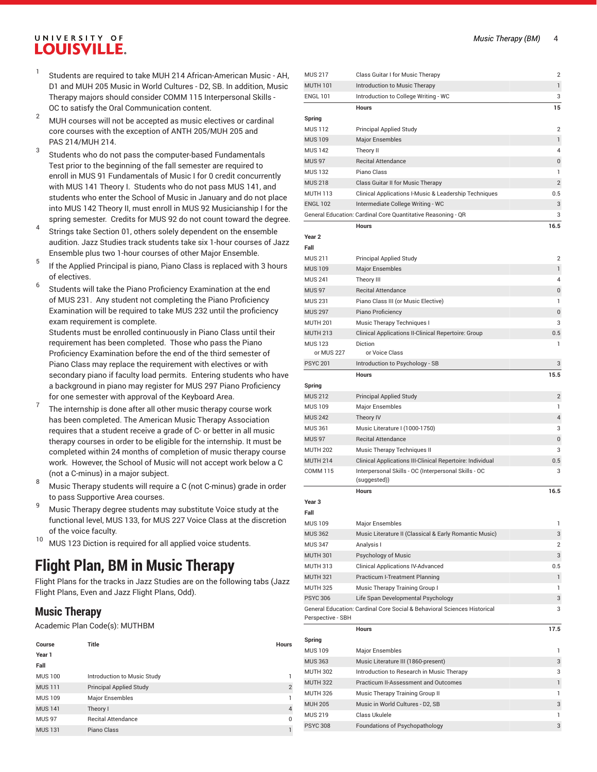1. Students are required to take MUH 214 African-American Music - AH, D1 and MUH 205 Music in World Cultures - D2, SB. In addition, Music Therapy majors should consider COMM 115 Interpersonal Skills - OC to satisfy the Oral Communication content.
2. MUH courses will not be accepted as music electives or cardinal core courses with the exception of ANTH 205/MUH 205 and PAS 214/MUH 214.
3. Students who do not pass the computer-based Fundamentals Test prior to the beginning of the fall semester are required to enroll in MUS 91 Fundamentals of Music I for 0 credit concurrently with MUS 141 Theory I. Students who do not pass MUS 141, and students who enter the School of Music in January and do not place into MUS 142 Theory II, must enroll in MUS 92 Musicianship I for the spring semester. Credits for MUS 92 do not count toward the degree.
4. Strings take Section 01, others solely dependent on the ensemble audition. Jazz Studies track students take six 1-hour courses of Jazz Ensemble plus two 1-hour courses of other Major Ensemble.
5. If the Applied Principal is piano, Piano Class is replaced with 3 hours of electives.
6. Students will take the Piano Proficiency Examination at the end of MUS 231. Any student not completing the Piano Proficiency Examination will be required to take MUS 232 until the proficiency exam requirement is complete.
   Students must be enrolled continuously in Piano Class until their requirement has been completed. Those who pass the Piano Proficiency Examination before the end of the third semester of Piano Class may replace the requirement with electives or with secondary piano if faculty load permits. Entering students who have a background in piano may register for MUS 297 Piano Proficiency for one semester with approval of the Keyboard Area.
7. The internship is done after all other music therapy course work has been completed. The American Music Therapy Association requires that a student receive a grade of C- or better in all music therapy courses in order to be eligible for the internship. It must be completed within 24 months of completion of music therapy course work. However, the School of Music will not accept work below a C (not a C-minus) in a major subject.
8. Music Therapy students will require a C (not C-minus) grade in order to pass Supportive Area courses.
9. Music Therapy degree students may substitute Voice study at the functional level, MUS 133, for MUS 227 Voice Class at the discretion of the voice faculty.
10. MUS 123 Diction is required for all applied voice students.

# Flight Plan, BM in Music Therapy

Flight Plans for the tracks in Jazz Studies are on the following tabs (Jazz Flight Plans, Even and Jazz Flight Plans, Odd).

## Music Therapy

Academic Plan Code(s): MUTHBM

| Course | Title | Hours |
|---|---|---|
| **Year 1** | | |
| **Fall** | | |
| MUS 100 | Introduction to Music Study | 1 |
| MUS 111 | Principal Applied Study | 2 |
| MUS 109 | Major Ensembles | 1 |
| MUS 141 | Theory I | 4 |
| MUS 97 | Recital Attendance | 0 |
| MUS 131 | Piano Class | 1 |
| MUS 217 | Class Guitar I for Music Therapy | 2 |
| MUTH 101 | Introduction to Music Therapy | 1 |
| ENGL 101 | Introduction to College Writing - WC | 3 |
| | **Hours** | **15** |
| **Spring** | | |
| MUS 112 | Principal Applied Study | 2 |
| MUS 109 | Major Ensembles | 1 |
| MUS 142 | Theory II | 4 |
| MUS 97 | Recital Attendance | 0 |
| MUS 132 | Piano Class | 1 |
| MUS 218 | Class Guitar II for Music Therapy | 2 |
| MUTH 113 | Clinical Applications I-Music & Leadership Techniques | 0.5 |
| ENGL 102 | Intermediate College Writing - WC | 3 |
| General Education: Cardinal Core Quantitative Reasoning - QR | | 3 |
| | **Hours** | **16.5** |
| **Year 2** | | |
| **Fall** | | |
| MUS 211 | Principal Applied Study | 2 |
| MUS 109 | Major Ensembles | 1 |
| MUS 241 | Theory III | 4 |
| MUS 97 | Recital Attendance | 0 |
| MUS 231 | Piano Class III (or Music Elective) | 1 |
| MUS 297 | Piano Proficiency | 0 |
| MUTH 201 | Music Therapy Techniques I | 3 |
| MUTH 213 | Clinical Applications II-Clinical Repertoire: Group | 0.5 |
| MUS 123<br>or MUS 227 | Diction<br>or Voice Class | 1 |
| PSYC 201 | Introduction to Psychology - SB | 3 |
| | **Hours** | **15.5** |
| **Spring** | | |
| MUS 212 | Principal Applied Study | 2 |
| MUS 109 | Major Ensembles | 1 |
| MUS 242 | Theory IV | 4 |
| MUS 361 | Music Literature I (1000-1750) | 3 |
| MUS 97 | Recital Attendance | 0 |
| MUTH 202 | Music Therapy Techniques II | 3 |
| MUTH 214 | Clinical Applications III-Clinical Repertoire: Individual | 0.5 |
| COMM 115 | Interpersonal Skills - OC (Interpersonal Skills - OC (suggested)) | 3 |
| | **Hours** | **16.5** |
| **Year 3** | | |
| **Fall** | | |
| MUS 109 | Major Ensembles | 1 |
| MUS 362 | Music Literature II (Classical & Early Romantic Music) | 3 |
| MUS 347 | Analysis I | 2 |
| MUTH 301 | Psychology of Music | 3 |
| MUTH 313 | Clinical Applications IV-Advanced | 0.5 |
| MUTH 321 | Practicum I-Treatment Planning | 1 |
| MUTH 325 | Music Therapy Training Group I | 1 |
| PSYC 306 | Life Span Developmental Psychology | 3 |
| General Education: Cardinal Core Social & Behavioral Sciences Historical Perspective - SBH | | 3 |
| | **Hours** | **17.5** |
| **Spring** | | |
| MUS 109 | Major Ensembles | 1 |
| MUS 363 | Music Literature III (1860-present) | 3 |
| MUTH 302 | Introduction to Research in Music Therapy | 3 |
| MUTH 322 | Practicum II-Assessment and Outcomes | 1 |
| MUTH 326 | Music Therapy Training Group II | 1 |
| MUH 205 | Music in World Cultures - D2, SB | 3 |
| MUS 219 | Class Ukulele | 1 |
| PSYC 308 | Foundations of Psychopathology | 3 |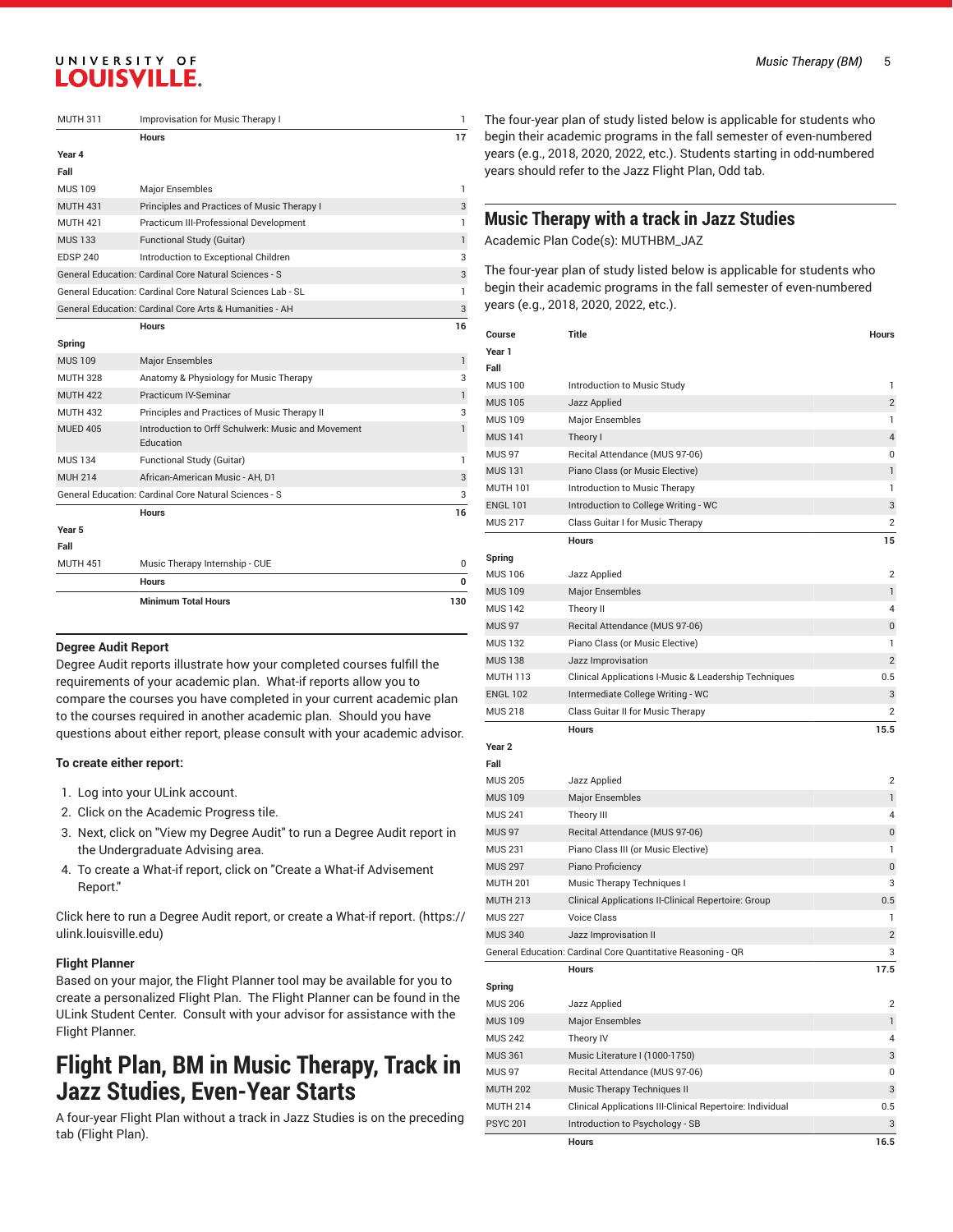| | | |
|---|---|---|
| MUTH 311 | Improvisation for Music Therapy I | 1 |
| | **Hours** | **17** |
| **Year 4** | | |
| **Fall** | | |
| MUS 109 | Major Ensembles | 1 |
| MUTH 431 | Principles and Practices of Music Therapy I | 3 |
| MUTH 421 | Practicum III-Professional Development | 1 |
| MUS 133 | Functional Study (Guitar) | 1 |
| EDSP 240 | Introduction to Exceptional Children | 3 |
| General Education: Cardinal Core Natural Sciences - S | | 3 |
| General Education: Cardinal Core Natural Sciences Lab - SL | | 1 |
| General Education: Cardinal Core Arts & Humanities - AH | | 3 |
| | **Hours** | **16** |
| **Spring** | | |
| MUS 109 | Major Ensembles | 1 |
| MUTH 328 | Anatomy & Physiology for Music Therapy | 3 |
| MUTH 422 | Practicum IV-Seminar | 1 |
| MUTH 432 | Principles and Practices of Music Therapy II | 3 |
| MUED 405 | Introduction to Orff Schulwerk: Music and Movement Education | 1 |
| MUS 134 | Functional Study (Guitar) | 1 |
| MUH 214 | African-American Music - AH, D1 | 3 |
| General Education: Cardinal Core Natural Sciences - S | | 3 |
| | **Hours** | **16** |
| **Year 5** | | |
| **Fall** | | |
| MUTH 451 | Music Therapy Internship - CUE | 0 |
| | **Hours** | **0** |
| | **Minimum Total Hours** | **130** |

### Degree Audit Report

Degree Audit reports illustrate how your completed courses fulfill the requirements of your academic plan. What-if reports allow you to compare the courses you have completed in your current academic plan to the courses required in another academic plan. Should you have questions about either report, please consult with your academic advisor.

**To create either report:**

1. Log into your ULink account.
2. Click on the Academic Progress tile.
3. Next, click on "View my Degree Audit" to run a Degree Audit report in the Undergraduate Advising area.
4. To create a What-if report, click on "Create a What-if Advisement Report."

Click here to run a Degree Audit report, or create a What-if report. (https://ulink.louisville.edu)

**Flight Planner**

Based on your major, the Flight Planner tool may be available for you to create a personalized Flight Plan. The Flight Planner can be found in the ULink Student Center. Consult with your advisor for assistance with the Flight Planner.

# Flight Plan, BM in Music Therapy, Track in Jazz Studies, Even-Year Starts

A four-year Flight Plan without a track in Jazz Studies is on the preceding tab (Flight Plan).

The four-year plan of study listed below is applicable for students who begin their academic programs in the fall semester of even-numbered years (e.g., 2018, 2020, 2022, etc.). Students starting in odd-numbered years should refer to the Jazz Flight Plan, Odd tab.

## Music Therapy with a track in Jazz Studies

Academic Plan Code(s): MUTHBM_JAZ

The four-year plan of study listed below is applicable for students who begin their academic programs in the fall semester of even-numbered years (e.g., 2018, 2020, 2022, etc.).

| Course | Title | Hours |
|---|---|---|
| **Year 1** | | |
| **Fall** | | |
| MUS 100 | Introduction to Music Study | 1 |
| MUS 105 | Jazz Applied | 2 |
| MUS 109 | Major Ensembles | 1 |
| MUS 141 | Theory I | 4 |
| MUS 97 | Recital Attendance (MUS 97-06) | 0 |
| MUS 131 | Piano Class (or Music Elective) | 1 |
| MUTH 101 | Introduction to Music Therapy | 1 |
| ENGL 101 | Introduction to College Writing - WC | 3 |
| MUS 217 | Class Guitar I for Music Therapy | 2 |
| | **Hours** | **15** |
| **Spring** | | |
| MUS 106 | Jazz Applied | 2 |
| MUS 109 | Major Ensembles | 1 |
| MUS 142 | Theory II | 4 |
| MUS 97 | Recital Attendance (MUS 97-06) | 0 |
| MUS 132 | Piano Class (or Music Elective) | 1 |
| MUS 138 | Jazz Improvisation | 2 |
| MUTH 113 | Clinical Applications I-Music & Leadership Techniques | 0.5 |
| ENGL 102 | Intermediate College Writing - WC | 3 |
| MUS 218 | Class Guitar II for Music Therapy | 2 |
| | **Hours** | **15.5** |
| **Year 2** | | |
| **Fall** | | |
| MUS 205 | Jazz Applied | 2 |
| MUS 109 | Major Ensembles | 1 |
| MUS 241 | Theory III | 4 |
| MUS 97 | Recital Attendance (MUS 97-06) | 0 |
| MUS 231 | Piano Class III (or Music Elective) | 1 |
| MUS 297 | Piano Proficiency | 0 |
| MUTH 201 | Music Therapy Techniques I | 3 |
| MUTH 213 | Clinical Applications II-Clinical Repertoire: Group | 0.5 |
| MUS 227 | Voice Class | 1 |
| MUS 340 | Jazz Improvisation II | 2 |
| General Education: Cardinal Core Quantitative Reasoning - QR | | 3 |
| | **Hours** | **17.5** |
| **Spring** | | |
| MUS 206 | Jazz Applied | 2 |
| MUS 109 | Major Ensembles | 1 |
| MUS 242 | Theory IV | 4 |
| MUS 361 | Music Literature I (1000-1750) | 3 |
| MUS 97 | Recital Attendance (MUS 97-06) | 0 |
| MUTH 202 | Music Therapy Techniques II | 3 |
| MUTH 214 | Clinical Applications III-Clinical Repertoire: Individual | 0.5 |
| PSYC 201 | Introduction to Psychology - SB | 3 |
| | **Hours** | **16.5** |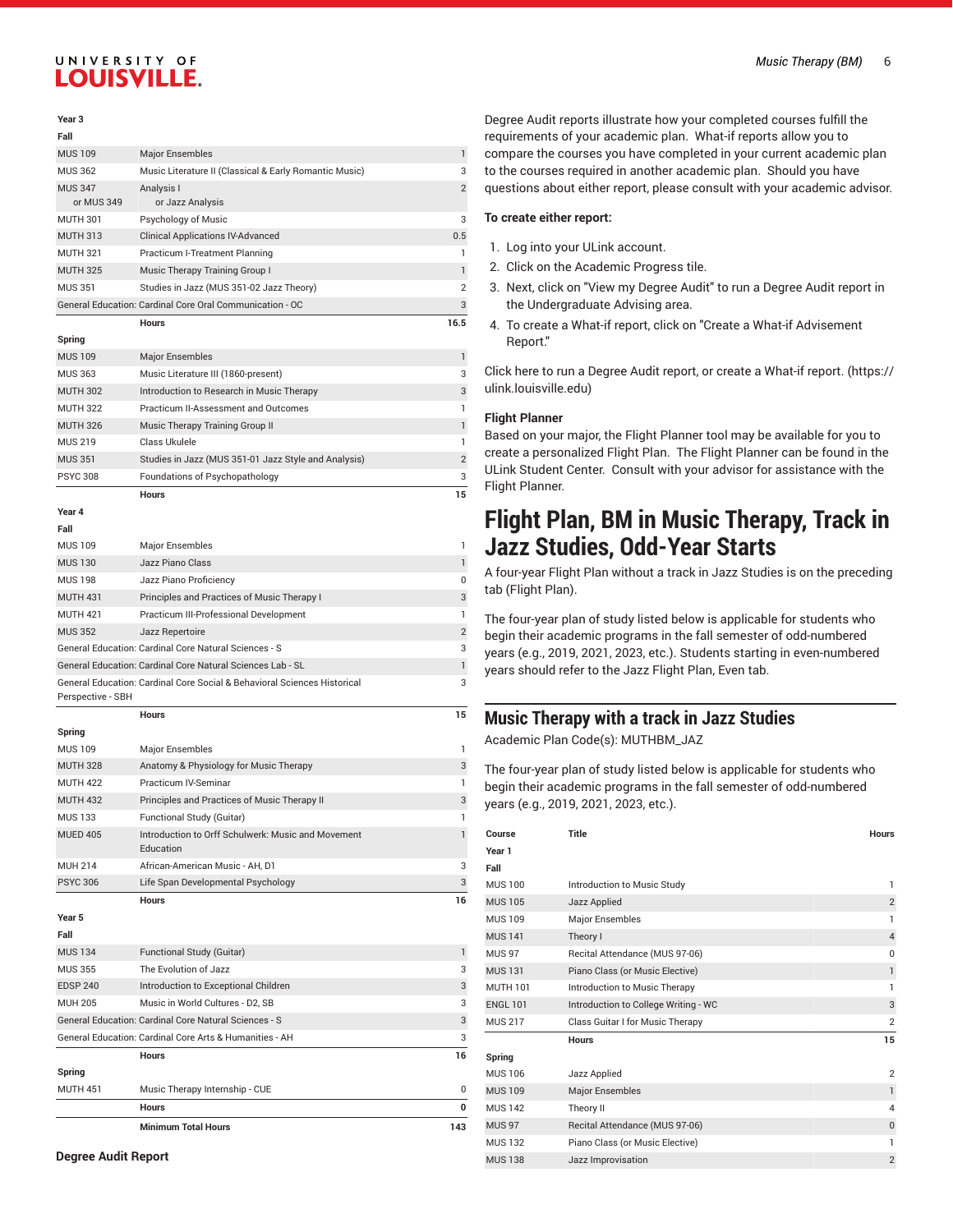| | | |
|---|---|---|
| **Year 3** | | |
| **Fall** | | |
| MUS 109 | Major Ensembles | 1 |
| MUS 362 | Music Literature II (Classical & Early Romantic Music) | 3 |
| MUS 347<br>or MUS 349 | Analysis I<br>or Jazz Analysis | 2 |
| MUTH 301 | Psychology of Music | 3 |
| MUTH 313 | Clinical Applications IV-Advanced | 0.5 |
| MUTH 321 | Practicum I-Treatment Planning | 1 |
| MUTH 325 | Music Therapy Training Group I | 1 |
| MUS 351 | Studies in Jazz (MUS 351-02 Jazz Theory) | 2 |
| General Education: Cardinal Core Oral Communication - OC | | 3 |
| | **Hours** | **16.5** |
| **Spring** | | |
| MUS 109 | Major Ensembles | 1 |
| MUS 363 | Music Literature III (1860-present) | 3 |
| MUTH 302 | Introduction to Research in Music Therapy | 3 |
| MUTH 322 | Practicum II-Assessment and Outcomes | 1 |
| MUTH 326 | Music Therapy Training Group II | 1 |
| MUS 219 | Class Ukulele | 1 |
| MUS 351 | Studies in Jazz (MUS 351-01 Jazz Style and Analysis) | 2 |
| PSYC 308 | Foundations of Psychopathology | 3 |
| | **Hours** | **15** |
| **Year 4** | | |
| **Fall** | | |
| MUS 109 | Major Ensembles | 1 |
| MUS 130 | Jazz Piano Class | 1 |
| MUS 198 | Jazz Piano Proficiency | 0 |
| MUTH 431 | Principles and Practices of Music Therapy I | 3 |
| MUTH 421 | Practicum III-Professional Development | 1 |
| MUS 352 | Jazz Repertoire | 2 |
| General Education: Cardinal Core Natural Sciences - S | | 3 |
| General Education: Cardinal Core Natural Sciences Lab - SL | | 1 |
| General Education: Cardinal Core Social & Behavioral Sciences Historical Perspective - SBH | | 3 |
| | **Hours** | **15** |
| **Spring** | | |
| MUS 109 | Major Ensembles | 1 |
| MUTH 328 | Anatomy & Physiology for Music Therapy | 3 |
| MUTH 422 | Practicum IV-Seminar | 1 |
| MUTH 432 | Principles and Practices of Music Therapy II | 3 |
| MUS 133 | Functional Study (Guitar) | 1 |
| MUED 405 | Introduction to Orff Schulwerk: Music and Movement Education | 1 |
| MUH 214 | African-American Music - AH, D1 | 3 |
| PSYC 306 | Life Span Developmental Psychology | 3 |
| | **Hours** | **16** |
| **Year 5** | | |
| **Fall** | | |
| MUS 134 | Functional Study (Guitar) | 1 |
| MUS 355 | The Evolution of Jazz | 3 |
| EDSP 240 | Introduction to Exceptional Children | 3 |
| MUH 205 | Music in World Cultures - D2, SB | 3 |
| General Education: Cardinal Core Natural Sciences - S | | 3 |
| General Education: Cardinal Core Arts & Humanities - AH | | 3 |
| | **Hours** | **16** |
| **Spring** | | |
| MUTH 451 | Music Therapy Internship - CUE | 0 |
| | **Hours** | **0** |
| | **Minimum Total Hours** | **143** |

### Degree Audit Report

Degree Audit reports illustrate how your completed courses fulfill the requirements of your academic plan. What-if reports allow you to compare the courses you have completed in your current academic plan to the courses required in another academic plan. Should you have questions about either report, please consult with your academic advisor.

**To create either report:**

1. Log into your ULink account.
2. Click on the Academic Progress tile.
3. Next, click on "View my Degree Audit" to run a Degree Audit report in the Undergraduate Advising area.
4. To create a What-if report, click on "Create a What-if Advisement Report."

Click here to run a Degree Audit report, or create a What-if report. (https://ulink.louisville.edu)

### Flight Planner

Based on your major, the Flight Planner tool may be available for you to create a personalized Flight Plan. The Flight Planner can be found in the ULink Student Center. Consult with your advisor for assistance with the Flight Planner.

# Flight Plan, BM in Music Therapy, Track in Jazz Studies, Odd-Year Starts

A four-year Flight Plan without a track in Jazz Studies is on the preceding tab (Flight Plan).

The four-year plan of study listed below is applicable for students who begin their academic programs in the fall semester of odd-numbered years (e.g., 2019, 2021, 2023, etc.). Students starting in even-numbered years should refer to the Jazz Flight Plan, Even tab.

## Music Therapy with a track in Jazz Studies

Academic Plan Code(s): MUTHBM_JAZ

The four-year plan of study listed below is applicable for students who begin their academic programs in the fall semester of odd-numbered years (e.g., 2019, 2021, 2023, etc.).

| Course | Title | Hours |
|---|---|---|
| **Year 1** | | |
| **Fall** | | |
| MUS 100 | Introduction to Music Study | 1 |
| MUS 105 | Jazz Applied | 2 |
| MUS 109 | Major Ensembles | 1 |
| MUS 141 | Theory I | 4 |
| MUS 97 | Recital Attendance (MUS 97-06) | 0 |
| MUS 131 | Piano Class (or Music Elective) | 1 |
| MUTH 101 | Introduction to Music Therapy | 1 |
| ENGL 101 | Introduction to College Writing - WC | 3 |
| MUS 217 | Class Guitar I for Music Therapy | 2 |
| | **Hours** | **15** |
| **Spring** | | |
| MUS 106 | Jazz Applied | 2 |
| MUS 109 | Major Ensembles | 1 |
| MUS 142 | Theory II | 4 |
| MUS 97 | Recital Attendance (MUS 97-06) | 0 |
| MUS 132 | Piano Class (or Music Elective) | 1 |
| MUS 138 | Jazz Improvisation | 2 |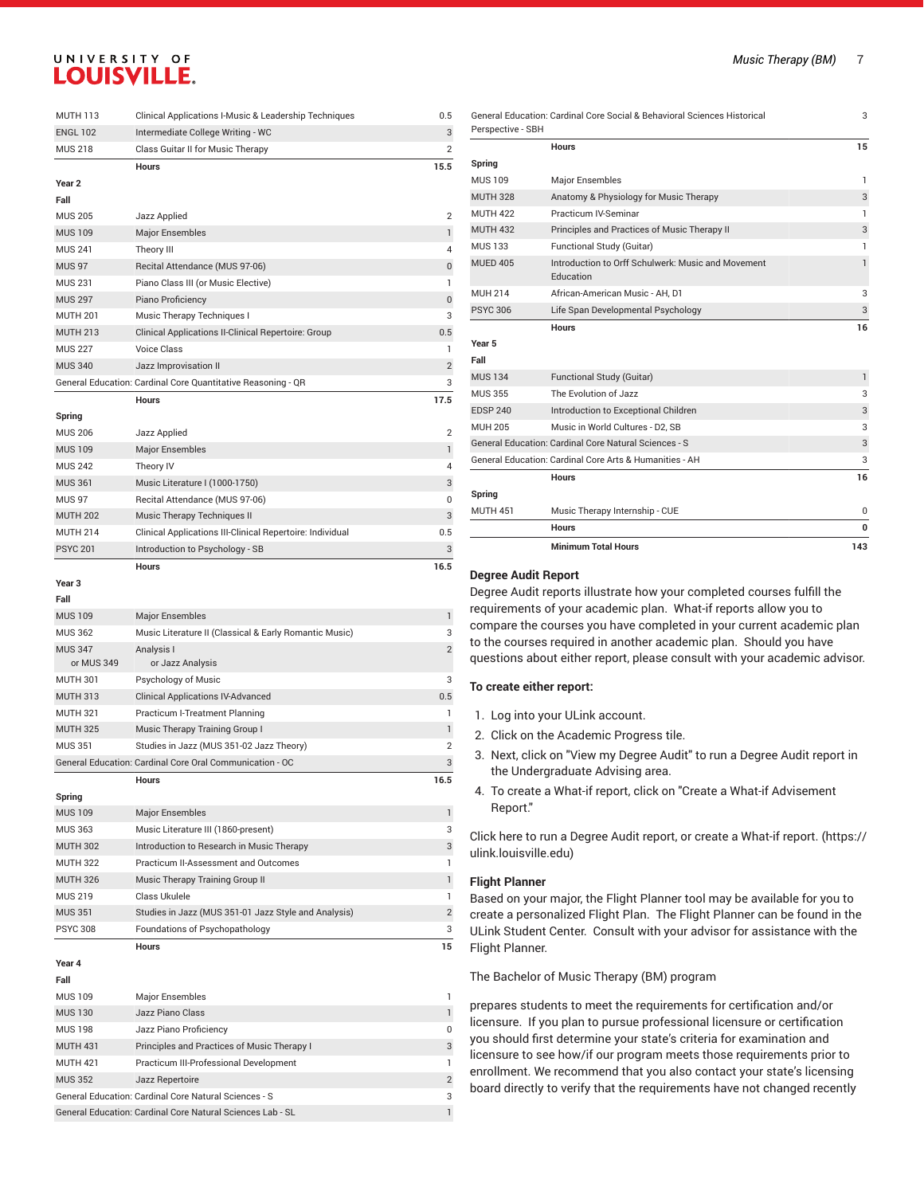| | | |
|---|---|---|
| MUTH 113 | Clinical Applications I-Music & Leadership Techniques | 0.5 |
| ENGL 102 | Intermediate College Writing - WC | 3 |
| MUS 218 | Class Guitar II for Music Therapy | 2 |
| | **Hours** | **15.5** |
| **Year 2** | | |
| **Fall** | | |
| MUS 205 | Jazz Applied | 2 |
| MUS 109 | Major Ensembles | 1 |
| MUS 241 | Theory III | 4 |
| MUS 97 | Recital Attendance (MUS 97-06) | 0 |
| MUS 231 | Piano Class III (or Music Elective) | 1 |
| MUS 297 | Piano Proficiency | 0 |
| MUTH 201 | Music Therapy Techniques I | 3 |
| MUTH 213 | Clinical Applications II-Clinical Repertoire: Group | 0.5 |
| MUS 227 | Voice Class | 1 |
| MUS 340 | Jazz Improvisation II | 2 |
| General Education: Cardinal Core Quantitative Reasoning - QR | | 3 |
| | **Hours** | **17.5** |
| **Spring** | | |
| MUS 206 | Jazz Applied | 2 |
| MUS 109 | Major Ensembles | 1 |
| MUS 242 | Theory IV | 4 |
| MUS 361 | Music Literature I (1000-1750) | 3 |
| MUS 97 | Recital Attendance (MUS 97-06) | 0 |
| MUTH 202 | Music Therapy Techniques II | 3 |
| MUTH 214 | Clinical Applications III-Clinical Repertoire: Individual | 0.5 |
| PSYC 201 | Introduction to Psychology - SB | 3 |
| | **Hours** | **16.5** |
| **Year 3** | | |
| **Fall** | | |
| MUS 109 | Major Ensembles | 1 |
| MUS 362 | Music Literature II (Classical & Early Romantic Music) | 3 |
| MUS 347 or MUS 349 | Analysis I or Jazz Analysis | 2 |
| MUTH 301 | Psychology of Music | 3 |
| MUTH 313 | Clinical Applications IV-Advanced | 0.5 |
| MUTH 321 | Practicum I-Treatment Planning | 1 |
| MUTH 325 | Music Therapy Training Group I | 1 |
| MUS 351 | Studies in Jazz (MUS 351-02 Jazz Theory) | 2 |
| General Education: Cardinal Core Oral Communication - OC | | 3 |
| | **Hours** | **16.5** |
| **Spring** | | |
| MUS 109 | Major Ensembles | 1 |
| MUS 363 | Music Literature III (1860-present) | 3 |
| MUTH 302 | Introduction to Research in Music Therapy | 3 |
| MUTH 322 | Practicum II-Assessment and Outcomes | 1 |
| MUTH 326 | Music Therapy Training Group II | 1 |
| MUS 219 | Class Ukulele | 1 |
| MUS 351 | Studies in Jazz (MUS 351-01 Jazz Style and Analysis) | 2 |
| PSYC 308 | Foundations of Psychopathology | 3 |
| | **Hours** | **15** |
| **Year 4** | | |
| **Fall** | | |
| MUS 109 | Major Ensembles | 1 |
| MUS 130 | Jazz Piano Class | 1 |
| MUS 198 | Jazz Piano Proficiency | 0 |
| MUTH 431 | Principles and Practices of Music Therapy I | 3 |
| MUTH 421 | Practicum III-Professional Development | 1 |
| MUS 352 | Jazz Repertoire | 2 |
| General Education: Cardinal Core Natural Sciences - S | | 3 |
| General Education: Cardinal Core Natural Sciences Lab - SL | | 1 |
| General Education: Cardinal Core Social & Behavioral Sciences Historical Perspective - SBH | | 3 |
| | **Hours** | **15** |
| **Spring** | | |
| MUS 109 | Major Ensembles | 1 |
| MUTH 328 | Anatomy & Physiology for Music Therapy | 3 |
| MUTH 422 | Practicum IV-Seminar | 1 |
| MUTH 432 | Principles and Practices of Music Therapy II | 3 |
| MUS 133 | Functional Study (Guitar) | 1 |
| MUED 405 | Introduction to Orff Schulwerk: Music and Movement Education | 1 |
| MUH 214 | African-American Music - AH, D1 | 3 |
| PSYC 306 | Life Span Developmental Psychology | 3 |
| | **Hours** | **16** |
| **Year 5** | | |
| **Fall** | | |
| MUS 134 | Functional Study (Guitar) | 1 |
| MUS 355 | The Evolution of Jazz | 3 |
| EDSP 240 | Introduction to Exceptional Children | 3 |
| MUH 205 | Music in World Cultures - D2, SB | 3 |
| General Education: Cardinal Core Natural Sciences - S | | 3 |
| General Education: Cardinal Core Arts & Humanities - AH | | 3 |
| | **Hours** | **16** |
| **Spring** | | |
| MUTH 451 | Music Therapy Internship - CUE | 0 |
| | **Hours** | **0** |
| | **Minimum Total Hours** | **143** |

### Degree Audit Report

Degree Audit reports illustrate how your completed courses fulfill the requirements of your academic plan. What-if reports allow you to compare the courses you have completed in your current academic plan to the courses required in another academic plan. Should you have questions about either report, please consult with your academic advisor.

**To create either report:**

1. Log into your ULink account.
2. Click on the Academic Progress tile.
3. Next, click on "View my Degree Audit" to run a Degree Audit report in the Undergraduate Advising area.
4. To create a What-if report, click on "Create a What-if Advisement Report."

Click here to run a Degree Audit report, or create a What-if report. (https://ulink.louisville.edu)

### Flight Planner

Based on your major, the Flight Planner tool may be available for you to create a personalized Flight Plan. The Flight Planner can be found in the ULink Student Center. Consult with your advisor for assistance with the Flight Planner.

The Bachelor of Music Therapy (BM) program

prepares students to meet the requirements for certification and/or licensure. If you plan to pursue professional licensure or certification you should first determine your state's criteria for examination and licensure to see how/if our program meets those requirements prior to enrollment. We recommend that you also contact your state's licensing board directly to verify that the requirements have not changed recently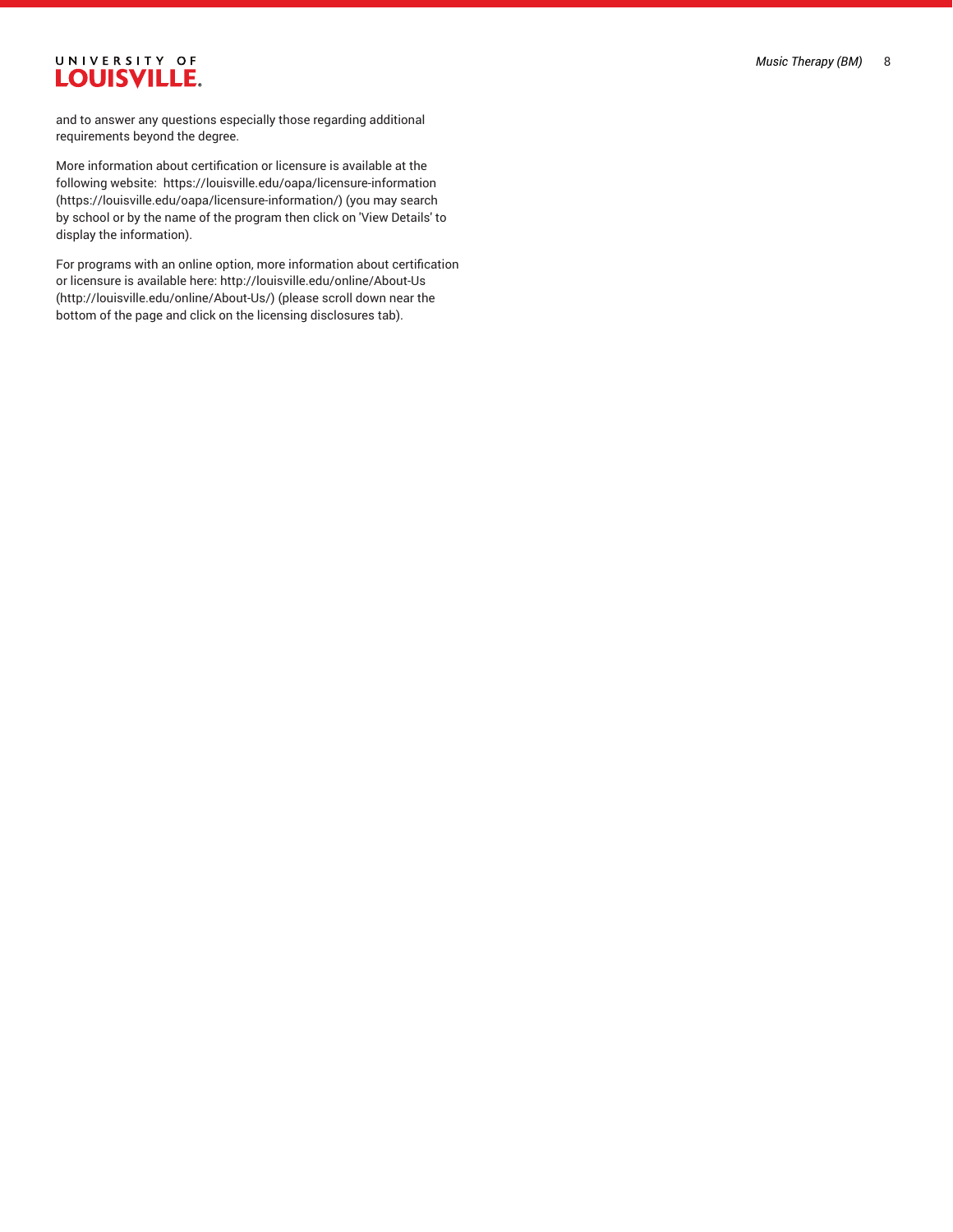and to answer any questions especially those regarding additional requirements beyond the degree.

More information about certification or licensure is available at the following website: https://louisville.edu/oapa/licensure-information (https://louisville.edu/oapa/licensure-information/) (you may search by school or by the name of the program then click on 'View Details' to display the information).

For programs with an online option, more information about certification or licensure is available here: http://louisville.edu/online/About-Us (http://louisville.edu/online/About-Us/) (please scroll down near the bottom of the page and click on the licensing disclosures tab).